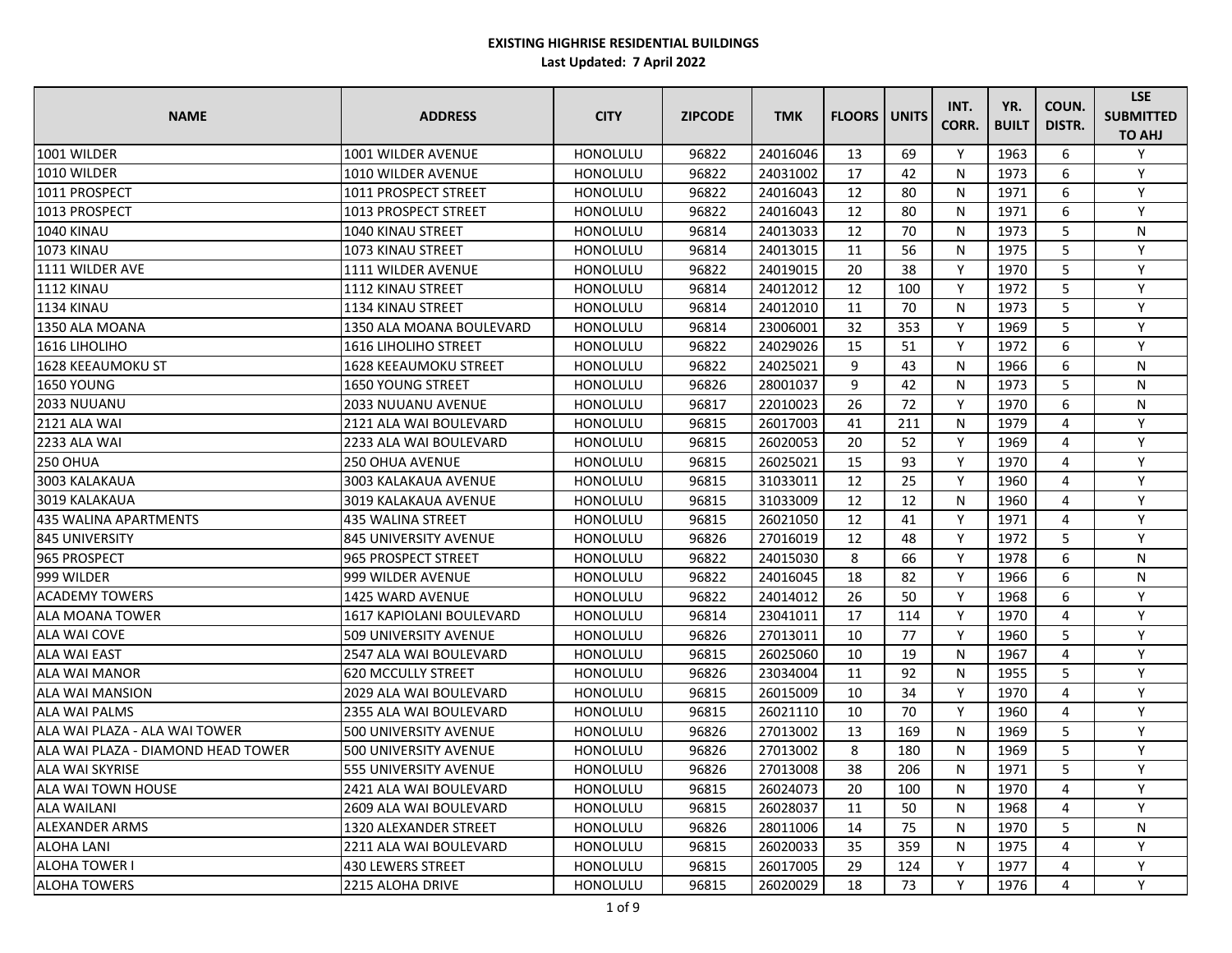**EXISTING HIGHRISE RESIDENTIAL BUILDINGS**

**Last Updated: 7 April 2022**

| NAME | ADDRESS | CITY | ZIPCODE | TMK | FLOORS | UNITS | INT. CORR. | YR. BUILT | COUN. DISTR. | LSE SUBMITTED TO AHJ |
|---|---|---|---|---|---|---|---|---|---|---|
| 1001 WILDER | 1001 WILDER AVENUE | HONOLULU | 96822 | 24016046 | 13 | 69 | Y | 1963 | 6 | Y |
| 1010 WILDER | 1010 WILDER AVENUE | HONOLULU | 96822 | 24031002 | 17 | 42 | N | 1973 | 6 | Y |
| 1011 PROSPECT | 1011 PROSPECT STREET | HONOLULU | 96822 | 24016043 | 12 | 80 | N | 1971 | 6 | Y |
| 1013 PROSPECT | 1013 PROSPECT STREET | HONOLULU | 96822 | 24016043 | 12 | 80 | N | 1971 | 6 | Y |
| 1040 KINAU | 1040 KINAU STREET | HONOLULU | 96814 | 24013033 | 12 | 70 | N | 1973 | 5 | N |
| 1073 KINAU | 1073 KINAU STREET | HONOLULU | 96814 | 24013015 | 11 | 56 | N | 1975 | 5 | Y |
| 1111 WILDER AVE | 1111 WILDER AVENUE | HONOLULU | 96822 | 24019015 | 20 | 38 | Y | 1970 | 5 | Y |
| 1112 KINAU | 1112 KINAU STREET | HONOLULU | 96814 | 24012012 | 12 | 100 | Y | 1972 | 5 | Y |
| 1134 KINAU | 1134 KINAU STREET | HONOLULU | 96814 | 24012010 | 11 | 70 | N | 1973 | 5 | Y |
| 1350 ALA MOANA | 1350 ALA MOANA BOULEVARD | HONOLULU | 96814 | 23006001 | 32 | 353 | Y | 1969 | 5 | Y |
| 1616 LIHOLIHO | 1616 LIHOLIHO STREET | HONOLULU | 96822 | 24029026 | 15 | 51 | Y | 1972 | 6 | Y |
| 1628 KEEAUMOKU ST | 1628 KEEAUMOKU STREET | HONOLULU | 96822 | 24025021 | 9 | 43 | N | 1966 | 6 | N |
| 1650 YOUNG | 1650 YOUNG STREET | HONOLULU | 96826 | 28001037 | 9 | 42 | N | 1973 | 5 | N |
| 2033 NUUANU | 2033 NUUANU AVENUE | HONOLULU | 96817 | 22010023 | 26 | 72 | Y | 1970 | 6 | N |
| 2121 ALA WAI | 2121 ALA WAI BOULEVARD | HONOLULU | 96815 | 26017003 | 41 | 211 | N | 1979 | 4 | Y |
| 2233 ALA WAI | 2233 ALA WAI BOULEVARD | HONOLULU | 96815 | 26020053 | 20 | 52 | Y | 1969 | 4 | Y |
| 250 OHUA | 250 OHUA AVENUE | HONOLULU | 96815 | 26025021 | 15 | 93 | Y | 1970 | 4 | Y |
| 3003 KALAKAUA | 3003 KALAKAUA AVENUE | HONOLULU | 96815 | 31033011 | 12 | 25 | Y | 1960 | 4 | Y |
| 3019 KALAKAUA | 3019 KALAKAUA AVENUE | HONOLULU | 96815 | 31033009 | 12 | 12 | N | 1960 | 4 | Y |
| 435 WALINA APARTMENTS | 435 WALINA STREET | HONOLULU | 96815 | 26021050 | 12 | 41 | Y | 1971 | 4 | Y |
| 845 UNIVERSITY | 845 UNIVERSITY AVENUE | HONOLULU | 96826 | 27016019 | 12 | 48 | Y | 1972 | 5 | Y |
| 965 PROSPECT | 965 PROSPECT STREET | HONOLULU | 96822 | 24015030 | 8 | 66 | Y | 1978 | 6 | N |
| 999 WILDER | 999 WILDER AVENUE | HONOLULU | 96822 | 24016045 | 18 | 82 | Y | 1966 | 6 | N |
| ACADEMY TOWERS | 1425 WARD AVENUE | HONOLULU | 96822 | 24014012 | 26 | 50 | Y | 1968 | 6 | Y |
| ALA MOANA TOWER | 1617 KAPIOLANI BOULEVARD | HONOLULU | 96814 | 23041011 | 17 | 114 | Y | 1970 | 4 | Y |
| ALA WAI COVE | 509 UNIVERSITY AVENUE | HONOLULU | 96826 | 27013011 | 10 | 77 | Y | 1960 | 5 | Y |
| ALA WAI EAST | 2547 ALA WAI BOULEVARD | HONOLULU | 96815 | 26025060 | 10 | 19 | N | 1967 | 4 | Y |
| ALA WAI MANOR | 620 MCCULLY STREET | HONOLULU | 96826 | 23034004 | 11 | 92 | N | 1955 | 5 | Y |
| ALA WAI MANSION | 2029 ALA WAI BOULEVARD | HONOLULU | 96815 | 26015009 | 10 | 34 | Y | 1970 | 4 | Y |
| ALA WAI PALMS | 2355 ALA WAI BOULEVARD | HONOLULU | 96815 | 26021110 | 10 | 70 | Y | 1960 | 4 | Y |
| ALA WAI PLAZA - ALA WAI TOWER | 500 UNIVERSITY AVENUE | HONOLULU | 96826 | 27013002 | 13 | 169 | N | 1969 | 5 | Y |
| ALA WAI PLAZA - DIAMOND HEAD TOWER | 500 UNIVERSITY AVENUE | HONOLULU | 96826 | 27013002 | 8 | 180 | N | 1969 | 5 | Y |
| ALA WAI SKYRISE | 555 UNIVERSITY AVENUE | HONOLULU | 96826 | 27013008 | 38 | 206 | N | 1971 | 5 | Y |
| ALA WAI TOWN HOUSE | 2421 ALA WAI BOULEVARD | HONOLULU | 96815 | 26024073 | 20 | 100 | N | 1970 | 4 | Y |
| ALA WAILANI | 2609 ALA WAI BOULEVARD | HONOLULU | 96815 | 26028037 | 11 | 50 | N | 1968 | 4 | Y |
| ALEXANDER ARMS | 1320 ALEXANDER STREET | HONOLULU | 96826 | 28011006 | 14 | 75 | N | 1970 | 5 | N |
| ALOHA LANI | 2211 ALA WAI BOULEVARD | HONOLULU | 96815 | 26020033 | 35 | 359 | N | 1975 | 4 | Y |
| ALOHA TOWER I | 430 LEWERS STREET | HONOLULU | 96815 | 26017005 | 29 | 124 | Y | 1977 | 4 | Y |
| ALOHA TOWERS | 2215 ALOHA DRIVE | HONOLULU | 96815 | 26020029 | 18 | 73 | Y | 1976 | 4 | Y |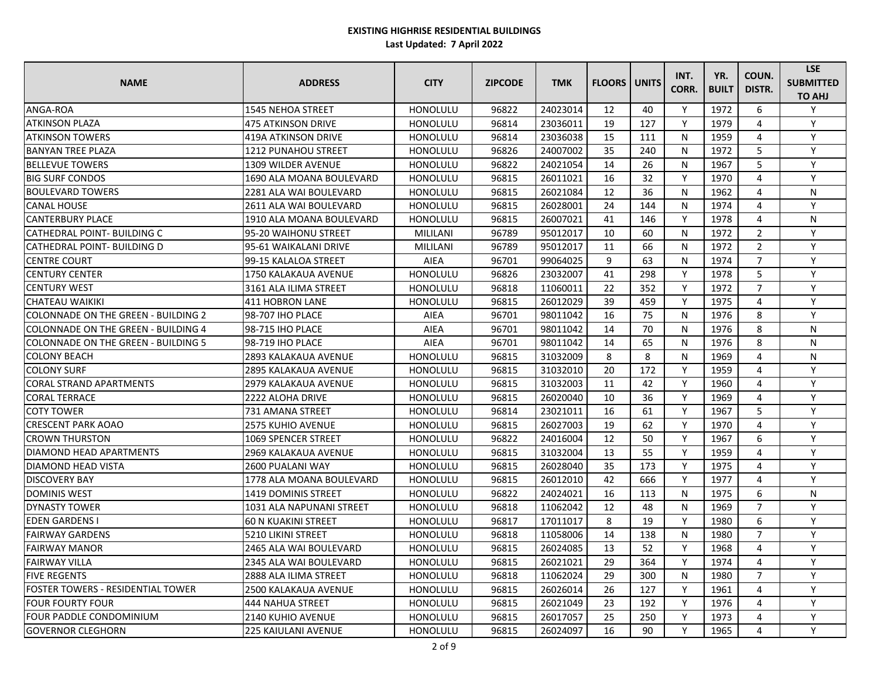**EXISTING HIGHRISE RESIDENTIAL BUILDINGS**

**Last Updated: 7 April 2022**

| NAME | ADDRESS | CITY | ZIPCODE | TMK | FLOORS | UNITS | INT. CORR. | YR. BUILT | COUN. DISTR. | LSE SUBMITTED TO AHJ |
|---|---|---|---|---|---|---|---|---|---|---|
| ANGA-ROA | 1545 NEHOA STREET | HONOLULU | 96822 | 24023014 | 12 | 40 | Y | 1972 | 6 | Y |
| ATKINSON PLAZA | 475 ATKINSON DRIVE | HONOLULU | 96814 | 23036011 | 19 | 127 | Y | 1979 | 4 | Y |
| ATKINSON TOWERS | 419A ATKINSON DRIVE | HONOLULU | 96814 | 23036038 | 15 | 111 | N | 1959 | 4 | Y |
| BANYAN TREE PLAZA | 1212 PUNAHOU STREET | HONOLULU | 96826 | 24007002 | 35 | 240 | N | 1972 | 5 | Y |
| BELLEVUE TOWERS | 1309 WILDER AVENUE | HONOLULU | 96822 | 24021054 | 14 | 26 | N | 1967 | 5 | Y |
| BIG SURF CONDOS | 1690 ALA MOANA BOULEVARD | HONOLULU | 96815 | 26011021 | 16 | 32 | Y | 1970 | 4 | Y |
| BOULEVARD TOWERS | 2281 ALA WAI BOULEVARD | HONOLULU | 96815 | 26021084 | 12 | 36 | N | 1962 | 4 | N |
| CANAL HOUSE | 2611 ALA WAI BOULEVARD | HONOLULU | 96815 | 26028001 | 24 | 144 | N | 1974 | 4 | Y |
| CANTERBURY PLACE | 1910 ALA MOANA BOULEVARD | HONOLULU | 96815 | 26007021 | 41 | 146 | Y | 1978 | 4 | N |
| CATHEDRAL POINT- BUILDING C | 95-20 WAIHONU STREET | MILILANI | 96789 | 95012017 | 10 | 60 | N | 1972 | 2 | Y |
| CATHEDRAL POINT- BUILDING D | 95-61 WAIKALANI DRIVE | MILILANI | 96789 | 95012017 | 11 | 66 | N | 1972 | 2 | Y |
| CENTRE COURT | 99-15 KALALOA STREET | AIEA | 96701 | 99064025 | 9 | 63 | N | 1974 | 7 | Y |
| CENTURY CENTER | 1750 KALAKAUA AVENUE | HONOLULU | 96826 | 23032007 | 41 | 298 | Y | 1978 | 5 | Y |
| CENTURY WEST | 3161 ALA ILIMA STREET | HONOLULU | 96818 | 11060011 | 22 | 352 | Y | 1972 | 7 | Y |
| CHATEAU WAIKIKI | 411 HOBRON LANE | HONOLULU | 96815 | 26012029 | 39 | 459 | Y | 1975 | 4 | Y |
| COLONNADE ON THE GREEN - BUILDING 2 | 98-707 IHO PLACE | AIEA | 96701 | 98011042 | 16 | 75 | N | 1976 | 8 | Y |
| COLONNADE ON THE GREEN - BUILDING 4 | 98-715 IHO PLACE | AIEA | 96701 | 98011042 | 14 | 70 | N | 1976 | 8 | N |
| COLONNADE ON THE GREEN - BUILDING 5 | 98-719 IHO PLACE | AIEA | 96701 | 98011042 | 14 | 65 | N | 1976 | 8 | N |
| COLONY BEACH | 2893 KALAKAUA AVENUE | HONOLULU | 96815 | 31032009 | 8 | 8 | N | 1969 | 4 | N |
| COLONY SURF | 2895 KALAKAUA AVENUE | HONOLULU | 96815 | 31032010 | 20 | 172 | Y | 1959 | 4 | Y |
| CORAL STRAND APARTMENTS | 2979 KALAKAUA AVENUE | HONOLULU | 96815 | 31032003 | 11 | 42 | Y | 1960 | 4 | Y |
| CORAL TERRACE | 2222 ALOHA DRIVE | HONOLULU | 96815 | 26020040 | 10 | 36 | Y | 1969 | 4 | Y |
| COTY TOWER | 731 AMANA STREET | HONOLULU | 96814 | 23021011 | 16 | 61 | Y | 1967 | 5 | Y |
| CRESCENT PARK AOAO | 2575 KUHIO AVENUE | HONOLULU | 96815 | 26027003 | 19 | 62 | Y | 1970 | 4 | Y |
| CROWN THURSTON | 1069 SPENCER STREET | HONOLULU | 96822 | 24016004 | 12 | 50 | Y | 1967 | 6 | Y |
| DIAMOND HEAD APARTMENTS | 2969 KALAKAUA AVENUE | HONOLULU | 96815 | 31032004 | 13 | 55 | Y | 1959 | 4 | Y |
| DIAMOND HEAD VISTA | 2600 PUALANI WAY | HONOLULU | 96815 | 26028040 | 35 | 173 | Y | 1975 | 4 | Y |
| DISCOVERY BAY | 1778 ALA MOANA BOULEVARD | HONOLULU | 96815 | 26012010 | 42 | 666 | Y | 1977 | 4 | Y |
| DOMINIS WEST | 1419 DOMINIS STREET | HONOLULU | 96822 | 24024021 | 16 | 113 | N | 1975 | 6 | N |
| DYNASTY TOWER | 1031 ALA NAPUNANI STREET | HONOLULU | 96818 | 11062042 | 12 | 48 | N | 1969 | 7 | Y |
| EDEN GARDENS I | 60 N KUAKINI STREET | HONOLULU | 96817 | 17011017 | 8 | 19 | Y | 1980 | 6 | Y |
| FAIRWAY GARDENS | 5210 LIKINI STREET | HONOLULU | 96818 | 11058006 | 14 | 138 | N | 1980 | 7 | Y |
| FAIRWAY MANOR | 2465 ALA WAI BOULEVARD | HONOLULU | 96815 | 26024085 | 13 | 52 | Y | 1968 | 4 | Y |
| FAIRWAY VILLA | 2345 ALA WAI BOULEVARD | HONOLULU | 96815 | 26021021 | 29 | 364 | Y | 1974 | 4 | Y |
| FIVE REGENTS | 2888 ALA ILIMA STREET | HONOLULU | 96818 | 11062024 | 29 | 300 | N | 1980 | 7 | Y |
| FOSTER TOWERS - RESIDENTIAL TOWER | 2500 KALAKAUA AVENUE | HONOLULU | 96815 | 26026014 | 26 | 127 | Y | 1961 | 4 | Y |
| FOUR FOURTY FOUR | 444 NAHUA STREET | HONOLULU | 96815 | 26021049 | 23 | 192 | Y | 1976 | 4 | Y |
| FOUR PADDLE CONDOMINIUM | 2140 KUHIO AVENUE | HONOLULU | 96815 | 26017057 | 25 | 250 | Y | 1973 | 4 | Y |
| GOVERNOR CLEGHORN | 225 KAIULANI AVENUE | HONOLULU | 96815 | 26024097 | 16 | 90 | Y | 1965 | 4 | Y |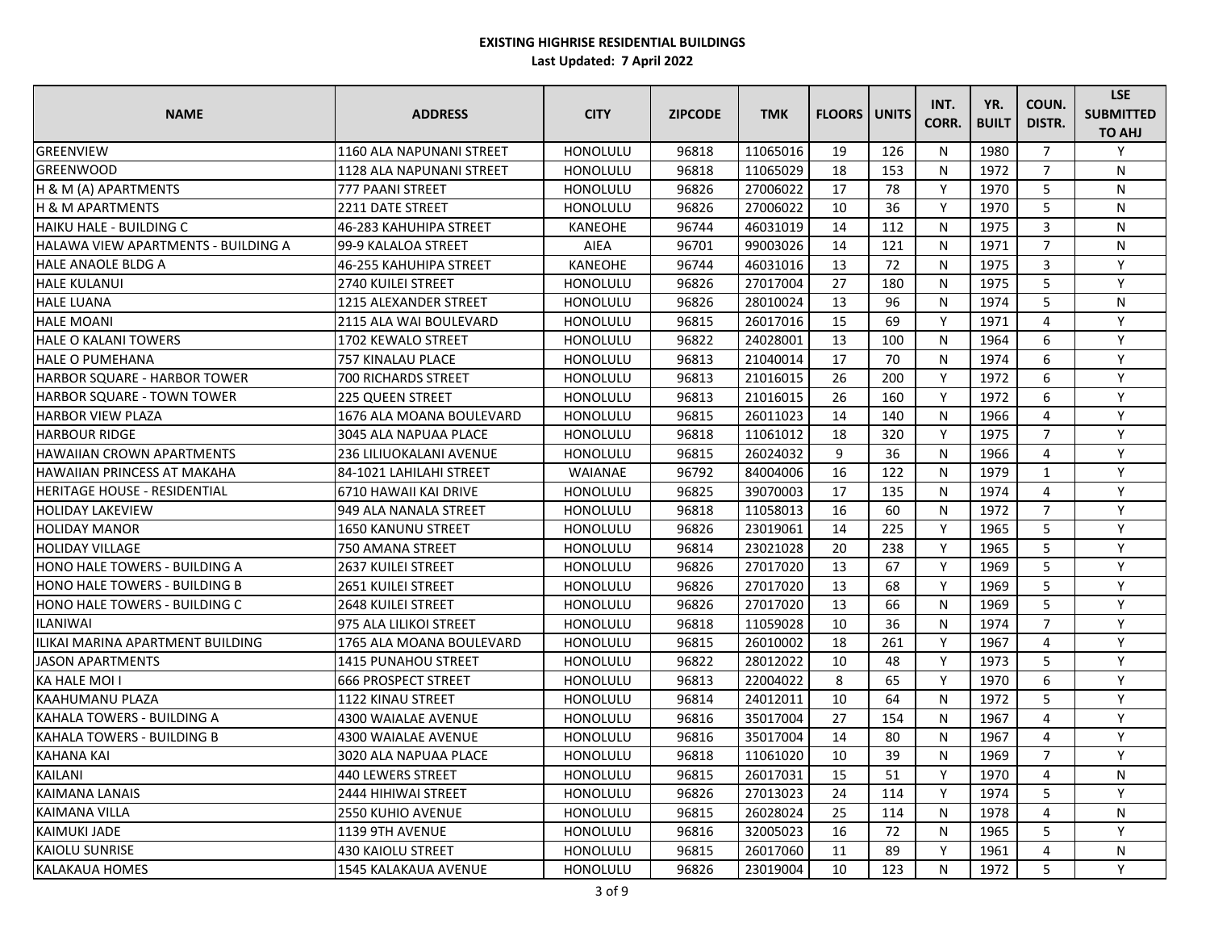**EXISTING HIGHRISE RESIDENTIAL BUILDINGS**

**Last Updated: 7 April 2022**

| NAME | ADDRESS | CITY | ZIPCODE | TMK | FLOORS | UNITS | INT. CORR. | YR. BUILT | COUN. DISTR. | LSE SUBMITTED TO AHJ |
|---|---|---|---|---|---|---|---|---|---|---|
| GREENVIEW | 1160 ALA NAPUNANI STREET | HONOLULU | 96818 | 11065016 | 19 | 126 | N | 1980 | 7 | Y |
| GREENWOOD | 1128 ALA NAPUNANI STREET | HONOLULU | 96818 | 11065029 | 18 | 153 | N | 1972 | 7 | N |
| H & M (A) APARTMENTS | 777 PAANI STREET | HONOLULU | 96826 | 27006022 | 17 | 78 | Y | 1970 | 5 | N |
| H & M APARTMENTS | 2211 DATE STREET | HONOLULU | 96826 | 27006022 | 10 | 36 | Y | 1970 | 5 | N |
| HAIKU HALE - BUILDING C | 46-283 KAHUHIPA STREET | KANEOHE | 96744 | 46031019 | 14 | 112 | N | 1975 | 3 | N |
| HALAWA VIEW APARTMENTS - BUILDING A | 99-9 KALALOA STREET | AIEA | 96701 | 99003026 | 14 | 121 | N | 1971 | 7 | N |
| HALE ANAOLE BLDG A | 46-255 KAHUHIPA STREET | KANEOHE | 96744 | 46031016 | 13 | 72 | N | 1975 | 3 | Y |
| HALE KULANUI | 2740 KUILEI STREET | HONOLULU | 96826 | 27017004 | 27 | 180 | N | 1975 | 5 | Y |
| HALE LUANA | 1215 ALEXANDER STREET | HONOLULU | 96826 | 28010024 | 13 | 96 | N | 1974 | 5 | N |
| HALE MOANI | 2115 ALA WAI BOULEVARD | HONOLULU | 96815 | 26017016 | 15 | 69 | Y | 1971 | 4 | Y |
| HALE O KALANI TOWERS | 1702 KEWALO STREET | HONOLULU | 96822 | 24028001 | 13 | 100 | N | 1964 | 6 | Y |
| HALE O PUMEHANA | 757 KINALAU PLACE | HONOLULU | 96813 | 21040014 | 17 | 70 | N | 1974 | 6 | Y |
| HARBOR SQUARE - HARBOR TOWER | 700 RICHARDS STREET | HONOLULU | 96813 | 21016015 | 26 | 200 | Y | 1972 | 6 | Y |
| HARBOR SQUARE - TOWN TOWER | 225 QUEEN STREET | HONOLULU | 96813 | 21016015 | 26 | 160 | Y | 1972 | 6 | Y |
| HARBOR VIEW PLAZA | 1676 ALA MOANA BOULEVARD | HONOLULU | 96815 | 26011023 | 14 | 140 | N | 1966 | 4 | Y |
| HARBOUR RIDGE | 3045 ALA NAPUAA PLACE | HONOLULU | 96818 | 11061012 | 18 | 320 | Y | 1975 | 7 | Y |
| HAWAIIAN CROWN APARTMENTS | 236 LILIUOKALANI AVENUE | HONOLULU | 96815 | 26024032 | 9 | 36 | N | 1966 | 4 | Y |
| HAWAIIAN PRINCESS AT MAKAHA | 84-1021 LAHILAHI STREET | WAIANAE | 96792 | 84004006 | 16 | 122 | N | 1979 | 1 | Y |
| HERITAGE HOUSE - RESIDENTIAL | 6710 HAWAII KAI DRIVE | HONOLULU | 96825 | 39070003 | 17 | 135 | N | 1974 | 4 | Y |
| HOLIDAY LAKEVIEW | 949 ALA NANALA STREET | HONOLULU | 96818 | 11058013 | 16 | 60 | N | 1972 | 7 | Y |
| HOLIDAY MANOR | 1650 KANUNU STREET | HONOLULU | 96826 | 23019061 | 14 | 225 | Y | 1965 | 5 | Y |
| HOLIDAY VILLAGE | 750 AMANA STREET | HONOLULU | 96814 | 23021028 | 20 | 238 | Y | 1965 | 5 | Y |
| HONO HALE TOWERS - BUILDING A | 2637 KUILEI STREET | HONOLULU | 96826 | 27017020 | 13 | 67 | Y | 1969 | 5 | Y |
| HONO HALE TOWERS - BUILDING B | 2651 KUILEI STREET | HONOLULU | 96826 | 27017020 | 13 | 68 | Y | 1969 | 5 | Y |
| HONO HALE TOWERS - BUILDING C | 2648 KUILEI STREET | HONOLULU | 96826 | 27017020 | 13 | 66 | N | 1969 | 5 | Y |
| ILANIWAI | 975 ALA LILIKOI STREET | HONOLULU | 96818 | 11059028 | 10 | 36 | N | 1974 | 7 | Y |
| ILIKAI MARINA APARTMENT BUILDING | 1765 ALA MOANA BOULEVARD | HONOLULU | 96815 | 26010002 | 18 | 261 | Y | 1967 | 4 | Y |
| JASON APARTMENTS | 1415 PUNAHOU STREET | HONOLULU | 96822 | 28012022 | 10 | 48 | Y | 1973 | 5 | Y |
| KA HALE MOI I | 666 PROSPECT STREET | HONOLULU | 96813 | 22004022 | 8 | 65 | Y | 1970 | 6 | Y |
| KAAHUMANU PLAZA | 1122 KINAU STREET | HONOLULU | 96814 | 24012011 | 10 | 64 | N | 1972 | 5 | Y |
| KAHALA TOWERS - BUILDING A | 4300 WAIALAE AVENUE | HONOLULU | 96816 | 35017004 | 27 | 154 | N | 1967 | 4 | Y |
| KAHALA TOWERS - BUILDING B | 4300 WAIALAE AVENUE | HONOLULU | 96816 | 35017004 | 14 | 80 | N | 1967 | 4 | Y |
| KAHANA KAI | 3020 ALA NAPUAA PLACE | HONOLULU | 96818 | 11061020 | 10 | 39 | N | 1969 | 7 | Y |
| KAILANI | 440 LEWERS STREET | HONOLULU | 96815 | 26017031 | 15 | 51 | Y | 1970 | 4 | N |
| KAIMANA LANAIS | 2444 HIHIWAI STREET | HONOLULU | 96826 | 27013023 | 24 | 114 | Y | 1974 | 5 | Y |
| KAIMANA VILLA | 2550 KUHIO AVENUE | HONOLULU | 96815 | 26028024 | 25 | 114 | N | 1978 | 4 | N |
| KAIMUKI JADE | 1139 9TH AVENUE | HONOLULU | 96816 | 32005023 | 16 | 72 | N | 1965 | 5 | Y |
| KAIOLU SUNRISE | 430 KAIOLU STREET | HONOLULU | 96815 | 26017060 | 11 | 89 | Y | 1961 | 4 | N |
| KALAKAUA HOMES | 1545 KALAKAUA AVENUE | HONOLULU | 96826 | 23019004 | 10 | 123 | N | 1972 | 5 | Y |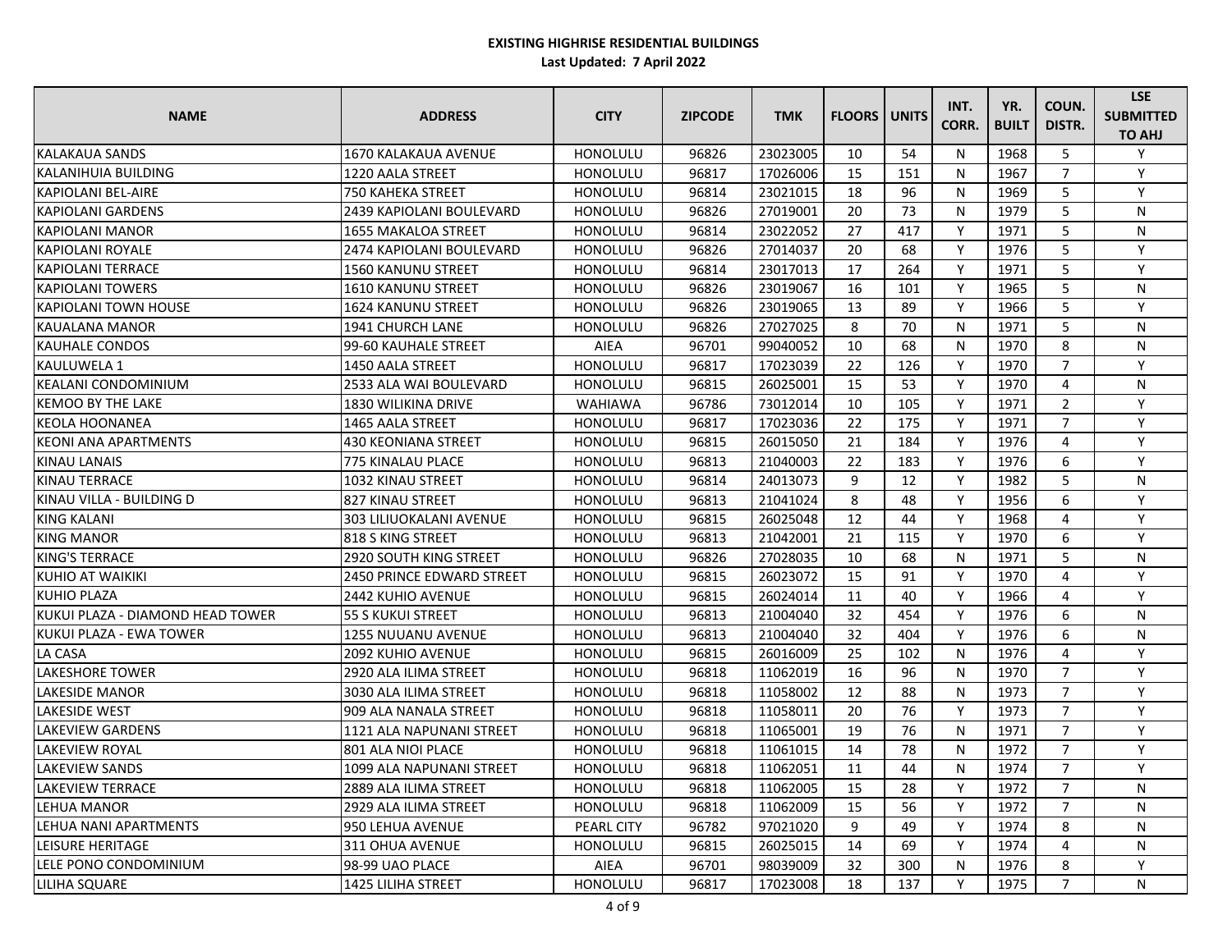**EXISTING HIGHRISE RESIDENTIAL BUILDINGS**

**Last Updated: 7 April 2022**

| NAME | ADDRESS | CITY | ZIPCODE | TMK | FLOORS | UNITS | INT. CORR. | YR. BUILT | COUN. DISTR. | LSE SUBMITTED TO AHJ |
|---|---|---|---|---|---|---|---|---|---|---|
| KALAKAUA SANDS | 1670 KALAKAUA AVENUE | HONOLULU | 96826 | 23023005 | 10 | 54 | N | 1968 | 5 | Y |
| KALANIHUIA BUILDING | 1220 AALA STREET | HONOLULU | 96817 | 17026006 | 15 | 151 | N | 1967 | 7 | Y |
| KAPIOLANI BEL-AIRE | 750 KAHEKA STREET | HONOLULU | 96814 | 23021015 | 18 | 96 | N | 1969 | 5 | Y |
| KAPIOLANI GARDENS | 2439 KAPIOLANI BOULEVARD | HONOLULU | 96826 | 27019001 | 20 | 73 | N | 1979 | 5 | N |
| KAPIOLANI MANOR | 1655 MAKALOA STREET | HONOLULU | 96814 | 23022052 | 27 | 417 | Y | 1971 | 5 | N |
| KAPIOLANI ROYALE | 2474 KAPIOLANI BOULEVARD | HONOLULU | 96826 | 27014037 | 20 | 68 | Y | 1976 | 5 | Y |
| KAPIOLANI TERRACE | 1560 KANUNU STREET | HONOLULU | 96814 | 23017013 | 17 | 264 | Y | 1971 | 5 | Y |
| KAPIOLANI TOWERS | 1610 KANUNU STREET | HONOLULU | 96826 | 23019067 | 16 | 101 | Y | 1965 | 5 | N |
| KAPIOLANI TOWN HOUSE | 1624 KANUNU STREET | HONOLULU | 96826 | 23019065 | 13 | 89 | Y | 1966 | 5 | Y |
| KAUALANA MANOR | 1941 CHURCH LANE | HONOLULU | 96826 | 27027025 | 8 | 70 | N | 1971 | 5 | N |
| KAUHALE CONDOS | 99-60 KAUHALE STREET | AIEA | 96701 | 99040052 | 10 | 68 | N | 1970 | 8 | N |
| KAULUWELA 1 | 1450 AALA STREET | HONOLULU | 96817 | 17023039 | 22 | 126 | Y | 1970 | 7 | Y |
| KEALANI CONDOMINIUM | 2533 ALA WAI BOULEVARD | HONOLULU | 96815 | 26025001 | 15 | 53 | Y | 1970 | 4 | N |
| KEMOO BY THE LAKE | 1830 WILIKINA DRIVE | WAHIAWA | 96786 | 73012014 | 10 | 105 | Y | 1971 | 2 | Y |
| KEOLA HOONANEA | 1465 AALA STREET | HONOLULU | 96817 | 17023036 | 22 | 175 | Y | 1971 | 7 | Y |
| KEONI ANA APARTMENTS | 430 KEONIANA STREET | HONOLULU | 96815 | 26015050 | 21 | 184 | Y | 1976 | 4 | Y |
| KINAU LANAIS | 775 KINALAU PLACE | HONOLULU | 96813 | 21040003 | 22 | 183 | Y | 1976 | 6 | Y |
| KINAU TERRACE | 1032 KINAU STREET | HONOLULU | 96814 | 24013073 | 9 | 12 | Y | 1982 | 5 | N |
| KINAU VILLA - BUILDING D | 827 KINAU STREET | HONOLULU | 96813 | 21041024 | 8 | 48 | Y | 1956 | 6 | Y |
| KING KALANI | 303 LILIUOKALANI AVENUE | HONOLULU | 96815 | 26025048 | 12 | 44 | Y | 1968 | 4 | Y |
| KING MANOR | 818 S KING STREET | HONOLULU | 96813 | 21042001 | 21 | 115 | Y | 1970 | 6 | Y |
| KING'S TERRACE | 2920 SOUTH KING STREET | HONOLULU | 96826 | 27028035 | 10 | 68 | N | 1971 | 5 | N |
| KUHIO AT WAIKIKI | 2450 PRINCE EDWARD STREET | HONOLULU | 96815 | 26023072 | 15 | 91 | Y | 1970 | 4 | Y |
| KUHIO PLAZA | 2442 KUHIO AVENUE | HONOLULU | 96815 | 26024014 | 11 | 40 | Y | 1966 | 4 | Y |
| KUKUI PLAZA - DIAMOND HEAD TOWER | 55 S KUKUI STREET | HONOLULU | 96813 | 21004040 | 32 | 454 | Y | 1976 | 6 | N |
| KUKUI PLAZA - EWA TOWER | 1255 NUUANU AVENUE | HONOLULU | 96813 | 21004040 | 32 | 404 | Y | 1976 | 6 | N |
| LA CASA | 2092 KUHIO AVENUE | HONOLULU | 96815 | 26016009 | 25 | 102 | N | 1976 | 4 | Y |
| LAKESHORE TOWER | 2920 ALA ILIMA STREET | HONOLULU | 96818 | 11062019 | 16 | 96 | N | 1970 | 7 | Y |
| LAKESIDE MANOR | 3030 ALA ILIMA STREET | HONOLULU | 96818 | 11058002 | 12 | 88 | N | 1973 | 7 | Y |
| LAKESIDE WEST | 909 ALA NANALA STREET | HONOLULU | 96818 | 11058011 | 20 | 76 | Y | 1973 | 7 | Y |
| LAKEVIEW GARDENS | 1121 ALA NAPUNANI STREET | HONOLULU | 96818 | 11065001 | 19 | 76 | N | 1971 | 7 | Y |
| LAKEVIEW ROYAL | 801 ALA NIOI PLACE | HONOLULU | 96818 | 11061015 | 14 | 78 | N | 1972 | 7 | Y |
| LAKEVIEW SANDS | 1099 ALA NAPUNANI STREET | HONOLULU | 96818 | 11062051 | 11 | 44 | N | 1974 | 7 | Y |
| LAKEVIEW TERRACE | 2889 ALA ILIMA STREET | HONOLULU | 96818 | 11062005 | 15 | 28 | Y | 1972 | 7 | N |
| LEHUA MANOR | 2929 ALA ILIMA STREET | HONOLULU | 96818 | 11062009 | 15 | 56 | Y | 1972 | 7 | N |
| LEHUA NANI APARTMENTS | 950 LEHUA AVENUE | PEARL CITY | 96782 | 97021020 | 9 | 49 | Y | 1974 | 8 | N |
| LEISURE HERITAGE | 311 OHUA AVENUE | HONOLULU | 96815 | 26025015 | 14 | 69 | Y | 1974 | 4 | N |
| LELE PONO CONDOMINIUM | 98-99 UAO PLACE | AIEA | 96701 | 98039009 | 32 | 300 | N | 1976 | 8 | Y |
| LILIHA SQUARE | 1425 LILIHA STREET | HONOLULU | 96817 | 17023008 | 18 | 137 | Y | 1975 | 7 | N |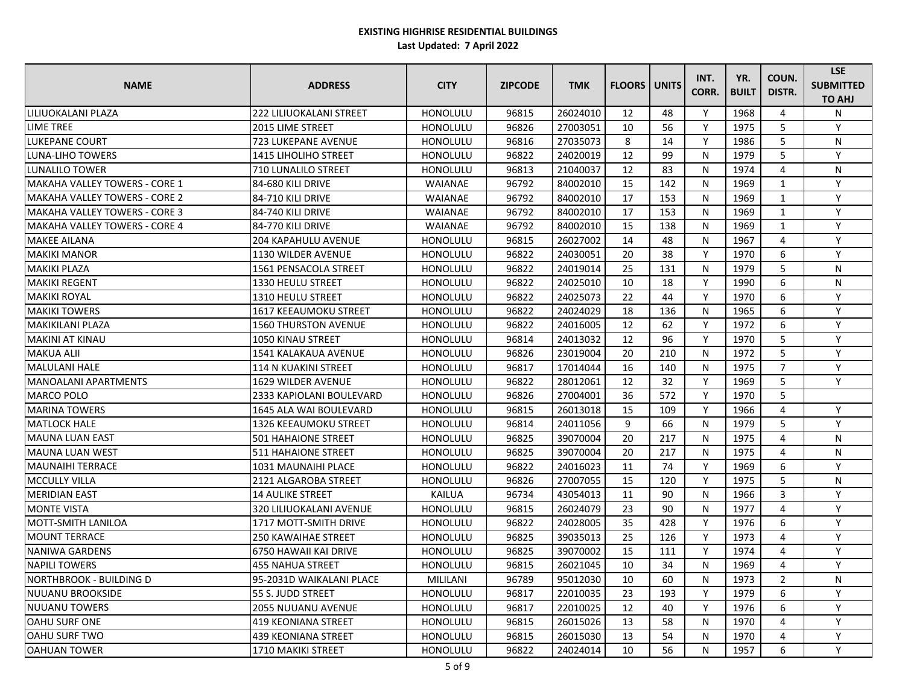**EXISTING HIGHRISE RESIDENTIAL BUILDINGS**
**Last Updated: 7 April 2022**

| NAME | ADDRESS | CITY | ZIPCODE | TMK | FLOORS | UNITS | INT. CORR. | YR. BUILT | COUN. DISTR. | LSE SUBMITTED TO AHJ |
|---|---|---|---|---|---|---|---|---|---|---|
| LILIUOKALANI PLAZA | 222 LILIUOKALANI STREET | HONOLULU | 96815 | 26024010 | 12 | 48 | Y | 1968 | 4 | N |
| LIME TREE | 2015 LIME STREET | HONOLULU | 96826 | 27003051 | 10 | 56 | Y | 1975 | 5 | Y |
| LUKEPANE COURT | 723 LUKEPANE AVENUE | HONOLULU | 96816 | 27035073 | 8 | 14 | Y | 1986 | 5 | N |
| LUNA-LIHO TOWERS | 1415 LIHOLIHO STREET | HONOLULU | 96822 | 24020019 | 12 | 99 | N | 1979 | 5 | Y |
| LUNALILO TOWER | 710 LUNALILO STREET | HONOLULU | 96813 | 21040037 | 12 | 83 | N | 1974 | 4 | N |
| MAKAHA VALLEY TOWERS - CORE 1 | 84-680 KILI DRIVE | WAIANAE | 96792 | 84002010 | 15 | 142 | N | 1969 | 1 | Y |
| MAKAHA VALLEY TOWERS - CORE 2 | 84-710 KILI DRIVE | WAIANAE | 96792 | 84002010 | 17 | 153 | N | 1969 | 1 | Y |
| MAKAHA VALLEY TOWERS - CORE 3 | 84-740 KILI DRIVE | WAIANAE | 96792 | 84002010 | 17 | 153 | N | 1969 | 1 | Y |
| MAKAHA VALLEY TOWERS - CORE 4 | 84-770 KILI DRIVE | WAIANAE | 96792 | 84002010 | 15 | 138 | N | 1969 | 1 | Y |
| MAKEE AILANA | 204 KAPAHULU AVENUE | HONOLULU | 96815 | 26027002 | 14 | 48 | N | 1967 | 4 | Y |
| MAKIKI MANOR | 1130 WILDER AVENUE | HONOLULU | 96822 | 24030051 | 20 | 38 | Y | 1970 | 6 | Y |
| MAKIKI PLAZA | 1561 PENSACOLA STREET | HONOLULU | 96822 | 24019014 | 25 | 131 | N | 1979 | 5 | N |
| MAKIKI REGENT | 1330 HEULU STREET | HONOLULU | 96822 | 24025010 | 10 | 18 | Y | 1990 | 6 | N |
| MAKIKI ROYAL | 1310 HEULU STREET | HONOLULU | 96822 | 24025073 | 22 | 44 | Y | 1970 | 6 | Y |
| MAKIKI TOWERS | 1617 KEEAUMOKU STREET | HONOLULU | 96822 | 24024029 | 18 | 136 | N | 1965 | 6 | Y |
| MAKIKILANI PLAZA | 1560 THURSTON AVENUE | HONOLULU | 96822 | 24016005 | 12 | 62 | Y | 1972 | 6 | Y |
| MAKINI AT KINAU | 1050 KINAU STREET | HONOLULU | 96814 | 24013032 | 12 | 96 | Y | 1970 | 5 | Y |
| MAKUA ALII | 1541 KALAKAUA AVENUE | HONOLULU | 96826 | 23019004 | 20 | 210 | N | 1972 | 5 | Y |
| MALULANI HALE | 114 N KUAKINI STREET | HONOLULU | 96817 | 17014044 | 16 | 140 | N | 1975 | 7 | Y |
| MANOALANI APARTMENTS | 1629 WILDER AVENUE | HONOLULU | 96822 | 28012061 | 12 | 32 | Y | 1969 | 5 | Y |
| MARCO POLO | 2333 KAPIOLANI BOULEVARD | HONOLULU | 96826 | 27004001 | 36 | 572 | Y | 1970 | 5 | |
| MARINA TOWERS | 1645 ALA WAI BOULEVARD | HONOLULU | 96815 | 26013018 | 15 | 109 | Y | 1966 | 4 | Y |
| MATLOCK HALE | 1326 KEEAUMOKU STREET | HONOLULU | 96814 | 24011056 | 9 | 66 | N | 1979 | 5 | Y |
| MAUNA LUAN EAST | 501 HAHAIONE STREET | HONOLULU | 96825 | 39070004 | 20 | 217 | N | 1975 | 4 | N |
| MAUNA LUAN WEST | 511 HAHAIONE STREET | HONOLULU | 96825 | 39070004 | 20 | 217 | N | 1975 | 4 | N |
| MAUNAIHI TERRACE | 1031 MAUNAIHI PLACE | HONOLULU | 96822 | 24016023 | 11 | 74 | Y | 1969 | 6 | Y |
| MCCULLY VILLA | 2121 ALGAROBA STREET | HONOLULU | 96826 | 27007055 | 15 | 120 | Y | 1975 | 5 | N |
| MERIDIAN EAST | 14 AULIKE STREET | KAILUA | 96734 | 43054013 | 11 | 90 | N | 1966 | 3 | Y |
| MONTE VISTA | 320 LILIUOKALANI AVENUE | HONOLULU | 96815 | 26024079 | 23 | 90 | N | 1977 | 4 | Y |
| MOTT-SMITH LANILOA | 1717 MOTT-SMITH DRIVE | HONOLULU | 96822 | 24028005 | 35 | 428 | Y | 1976 | 6 | Y |
| MOUNT TERRACE | 250 KAWAIHAE STREET | HONOLULU | 96825 | 39035013 | 25 | 126 | Y | 1973 | 4 | Y |
| NANIWA GARDENS | 6750 HAWAII KAI DRIVE | HONOLULU | 96825 | 39070002 | 15 | 111 | Y | 1974 | 4 | Y |
| NAPILI TOWERS | 455 NAHUA STREET | HONOLULU | 96815 | 26021045 | 10 | 34 | N | 1969 | 4 | Y |
| NORTHBROOK - BUILDING D | 95-2031D WAIKALANI PLACE | MILILANI | 96789 | 95012030 | 10 | 60 | N | 1973 | 2 | N |
| NUUANU BROOKSIDE | 55 S. JUDD STREET | HONOLULU | 96817 | 22010035 | 23 | 193 | Y | 1979 | 6 | Y |
| NUUANU TOWERS | 2055 NUUANU AVENUE | HONOLULU | 96817 | 22010025 | 12 | 40 | Y | 1976 | 6 | Y |
| OAHU SURF ONE | 419 KEONIANA STREET | HONOLULU | 96815 | 26015026 | 13 | 58 | N | 1970 | 4 | Y |
| OAHU SURF TWO | 439 KEONIANA STREET | HONOLULU | 96815 | 26015030 | 13 | 54 | N | 1970 | 4 | Y |
| OAHUAN TOWER | 1710 MAKIKI STREET | HONOLULU | 96822 | 24024014 | 10 | 56 | N | 1957 | 6 | Y |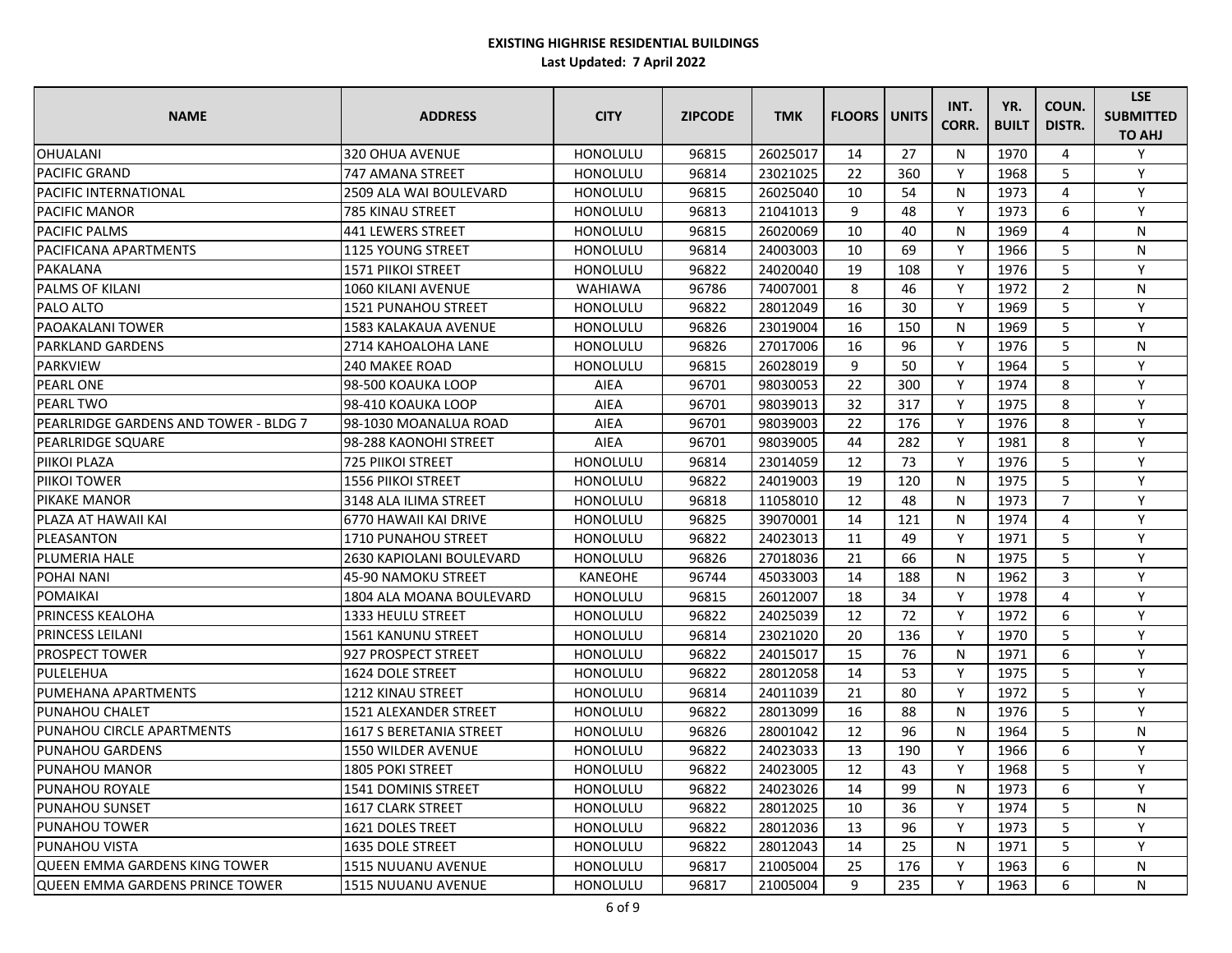# EXISTING HIGHRISE RESIDENTIAL BUILDINGS

**Last Updated: 7 April 2022**

| NAME | ADDRESS | CITY | ZIPCODE | TMK | FLOORS | UNITS | INT. CORR. | YR. BUILT | COUN. DISTR. | LSE SUBMITTED TO AHJ |
|---|---|---|---|---|---|---|---|---|---|---|
| OHUALANI | 320 OHUA AVENUE | HONOLULU | 96815 | 26025017 | 14 | 27 | N | 1970 | 4 | Y |
| PACIFIC GRAND | 747 AMANA STREET | HONOLULU | 96814 | 23021025 | 22 | 360 | Y | 1968 | 5 | Y |
| PACIFIC INTERNATIONAL | 2509 ALA WAI BOULEVARD | HONOLULU | 96815 | 26025040 | 10 | 54 | N | 1973 | 4 | Y |
| PACIFIC MANOR | 785 KINAU STREET | HONOLULU | 96813 | 21041013 | 9 | 48 | Y | 1973 | 6 | Y |
| PACIFIC PALMS | 441 LEWERS STREET | HONOLULU | 96815 | 26020069 | 10 | 40 | N | 1969 | 4 | N |
| PACIFICANA APARTMENTS | 1125 YOUNG STREET | HONOLULU | 96814 | 24003003 | 10 | 69 | Y | 1966 | 5 | N |
| PAKALANA | 1571 PIIKOI STREET | HONOLULU | 96822 | 24020040 | 19 | 108 | Y | 1976 | 5 | Y |
| PALMS OF KILANI | 1060 KILANI AVENUE | WAHIAWA | 96786 | 74007001 | 8 | 46 | Y | 1972 | 2 | N |
| PALO ALTO | 1521 PUNAHOU STREET | HONOLULU | 96822 | 28012049 | 16 | 30 | Y | 1969 | 5 | Y |
| PAOAKALANI TOWER | 1583 KALAKAUA AVENUE | HONOLULU | 96826 | 23019004 | 16 | 150 | N | 1969 | 5 | Y |
| PARKLAND GARDENS | 2714 KAHOALOHA LANE | HONOLULU | 96826 | 27017006 | 16 | 96 | Y | 1976 | 5 | N |
| PARKVIEW | 240 MAKEE ROAD | HONOLULU | 96815 | 26028019 | 9 | 50 | Y | 1964 | 5 | Y |
| PEARL ONE | 98-500 KOAUKA LOOP | AIEA | 96701 | 98030053 | 22 | 300 | Y | 1974 | 8 | Y |
| PEARL TWO | 98-410 KOAUKA LOOP | AIEA | 96701 | 98039013 | 32 | 317 | Y | 1975 | 8 | Y |
| PEARLRIDGE GARDENS AND TOWER - BLDG 7 | 98-1030 MOANALUA ROAD | AIEA | 96701 | 98039003 | 22 | 176 | Y | 1976 | 8 | Y |
| PEARLRIDGE SQUARE | 98-288 KAONOHI STREET | AIEA | 96701 | 98039005 | 44 | 282 | Y | 1981 | 8 | Y |
| PIIKOI PLAZA | 725 PIIKOI STREET | HONOLULU | 96814 | 23014059 | 12 | 73 | Y | 1976 | 5 | Y |
| PIIKOI TOWER | 1556 PIIKOI STREET | HONOLULU | 96822 | 24019003 | 19 | 120 | N | 1975 | 5 | Y |
| PIKAKE MANOR | 3148 ALA ILIMA STREET | HONOLULU | 96818 | 11058010 | 12 | 48 | N | 1973 | 7 | Y |
| PLAZA AT HAWAII KAI | 6770 HAWAII KAI DRIVE | HONOLULU | 96825 | 39070001 | 14 | 121 | N | 1974 | 4 | Y |
| PLEASANTON | 1710 PUNAHOU STREET | HONOLULU | 96822 | 24023013 | 11 | 49 | Y | 1971 | 5 | Y |
| PLUMERIA HALE | 2630 KAPIOLANI BOULEVARD | HONOLULU | 96826 | 27018036 | 21 | 66 | N | 1975 | 5 | Y |
| POHAI NANI | 45-90 NAMOKU STREET | KANEOHE | 96744 | 45033003 | 14 | 188 | N | 1962 | 3 | Y |
| POMAIKAI | 1804 ALA MOANA BOULEVARD | HONOLULU | 96815 | 26012007 | 18 | 34 | Y | 1978 | 4 | Y |
| PRINCESS KEALOHA | 1333 HEULU STREET | HONOLULU | 96822 | 24025039 | 12 | 72 | Y | 1972 | 6 | Y |
| PRINCESS LEILANI | 1561 KANUNU STREET | HONOLULU | 96814 | 23021020 | 20 | 136 | Y | 1970 | 5 | Y |
| PROSPECT TOWER | 927 PROSPECT STREET | HONOLULU | 96822 | 24015017 | 15 | 76 | N | 1971 | 6 | Y |
| PULELEHUA | 1624 DOLE STREET | HONOLULU | 96822 | 28012058 | 14 | 53 | Y | 1975 | 5 | Y |
| PUMEHANA APARTMENTS | 1212 KINAU STREET | HONOLULU | 96814 | 24011039 | 21 | 80 | Y | 1972 | 5 | Y |
| PUNAHOU CHALET | 1521 ALEXANDER STREET | HONOLULU | 96822 | 28013099 | 16 | 88 | N | 1976 | 5 | Y |
| PUNAHOU CIRCLE APARTMENTS | 1617 S BERETANIA STREET | HONOLULU | 96826 | 28001042 | 12 | 96 | N | 1964 | 5 | N |
| PUNAHOU GARDENS | 1550 WILDER AVENUE | HONOLULU | 96822 | 24023033 | 13 | 190 | Y | 1966 | 6 | Y |
| PUNAHOU MANOR | 1805 POKI STREET | HONOLULU | 96822 | 24023005 | 12 | 43 | Y | 1968 | 5 | Y |
| PUNAHOU ROYALE | 1541 DOMINIS STREET | HONOLULU | 96822 | 24023026 | 14 | 99 | N | 1973 | 6 | Y |
| PUNAHOU SUNSET | 1617 CLARK STREET | HONOLULU | 96822 | 28012025 | 10 | 36 | Y | 1974 | 5 | N |
| PUNAHOU TOWER | 1621 DOLES TREET | HONOLULU | 96822 | 28012036 | 13 | 96 | Y | 1973 | 5 | Y |
| PUNAHOU VISTA | 1635 DOLE STREET | HONOLULU | 96822 | 28012043 | 14 | 25 | N | 1971 | 5 | Y |
| QUEEN EMMA GARDENS KING TOWER | 1515 NUUANU AVENUE | HONOLULU | 96817 | 21005004 | 25 | 176 | Y | 1963 | 6 | N |
| QUEEN EMMA GARDENS PRINCE TOWER | 1515 NUUANU AVENUE | HONOLULU | 96817 | 21005004 | 9 | 235 | Y | 1963 | 6 | N |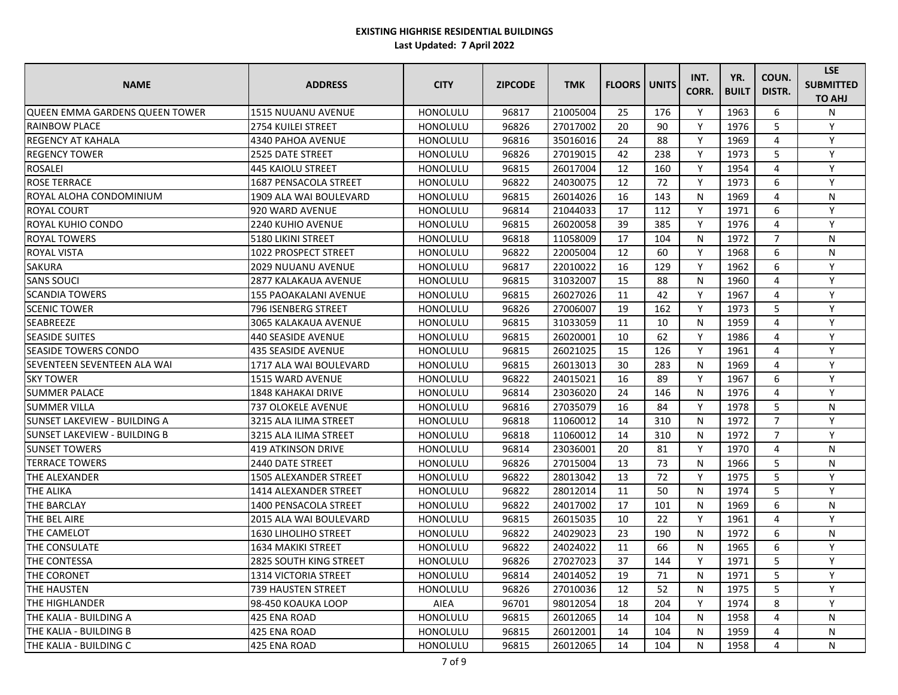**EXISTING HIGHRISE RESIDENTIAL BUILDINGS**

**Last Updated: 7 April 2022**

| NAME | ADDRESS | CITY | ZIPCODE | TMK | FLOORS | UNITS | INT. CORR. | YR. BUILT | COUN. DISTR. | LSE SUBMITTED TO AHJ |
|---|---|---|---|---|---|---|---|---|---|---|
| QUEEN EMMA GARDENS QUEEN TOWER | 1515 NUUANU AVENUE | HONOLULU | 96817 | 21005004 | 25 | 176 | Y | 1963 | 6 | N |
| RAINBOW PLACE | 2754 KUILEI STREET | HONOLULU | 96826 | 27017002 | 20 | 90 | Y | 1976 | 5 | Y |
| REGENCY AT KAHALA | 4340 PAHOA AVENUE | HONOLULU | 96816 | 35016016 | 24 | 88 | Y | 1969 | 4 | Y |
| REGENCY TOWER | 2525 DATE STREET | HONOLULU | 96826 | 27019015 | 42 | 238 | Y | 1973 | 5 | Y |
| ROSALEI | 445 KAIOLU STREET | HONOLULU | 96815 | 26017004 | 12 | 160 | Y | 1954 | 4 | Y |
| ROSE TERRACE | 1687 PENSACOLA STREET | HONOLULU | 96822 | 24030075 | 12 | 72 | Y | 1973 | 6 | Y |
| ROYAL ALOHA CONDOMINIUM | 1909 ALA WAI BOULEVARD | HONOLULU | 96815 | 26014026 | 16 | 143 | N | 1969 | 4 | N |
| ROYAL COURT | 920 WARD AVENUE | HONOLULU | 96814 | 21044033 | 17 | 112 | Y | 1971 | 6 | Y |
| ROYAL KUHIO CONDO | 2240 KUHIO AVENUE | HONOLULU | 96815 | 26020058 | 39 | 385 | Y | 1976 | 4 | Y |
| ROYAL TOWERS | 5180 LIKINI STREET | HONOLULU | 96818 | 11058009 | 17 | 104 | N | 1972 | 7 | N |
| ROYAL VISTA | 1022 PROSPECT STREET | HONOLULU | 96822 | 22005004 | 12 | 60 | Y | 1968 | 6 | N |
| SAKURA | 2029 NUUANU AVENUE | HONOLULU | 96817 | 22010022 | 16 | 129 | Y | 1962 | 6 | Y |
| SANS SOUCI | 2877 KALAKAUA AVENUE | HONOLULU | 96815 | 31032007 | 15 | 88 | N | 1960 | 4 | Y |
| SCANDIA TOWERS | 155 PAOAKALANI AVENUE | HONOLULU | 96815 | 26027026 | 11 | 42 | Y | 1967 | 4 | Y |
| SCENIC TOWER | 796 ISENBERG STREET | HONOLULU | 96826 | 27006007 | 19 | 162 | Y | 1973 | 5 | Y |
| SEABREEZE | 3065 KALAKAUA AVENUE | HONOLULU | 96815 | 31033059 | 11 | 10 | N | 1959 | 4 | Y |
| SEASIDE SUITES | 440 SEASIDE AVENUE | HONOLULU | 96815 | 26020001 | 10 | 62 | Y | 1986 | 4 | Y |
| SEASIDE TOWERS CONDO | 435 SEASIDE AVENUE | HONOLULU | 96815 | 26021025 | 15 | 126 | Y | 1961 | 4 | Y |
| SEVENTEEN SEVENTEEN ALA WAI | 1717 ALA WAI BOULEVARD | HONOLULU | 96815 | 26013013 | 30 | 283 | N | 1969 | 4 | Y |
| SKY TOWER | 1515 WARD AVENUE | HONOLULU | 96822 | 24015021 | 16 | 89 | Y | 1967 | 6 | Y |
| SUMMER PALACE | 1848 KAHAKAI DRIVE | HONOLULU | 96814 | 23036020 | 24 | 146 | N | 1976 | 4 | Y |
| SUMMER VILLA | 737 OLOKELE AVENUE | HONOLULU | 96816 | 27035079 | 16 | 84 | Y | 1978 | 5 | N |
| SUNSET LAKEVIEW - BUILDING A | 3215 ALA ILIMA STREET | HONOLULU | 96818 | 11060012 | 14 | 310 | N | 1972 | 7 | Y |
| SUNSET LAKEVIEW - BUILDING B | 3215 ALA ILIMA STREET | HONOLULU | 96818 | 11060012 | 14 | 310 | N | 1972 | 7 | Y |
| SUNSET TOWERS | 419 ATKINSON DRIVE | HONOLULU | 96814 | 23036001 | 20 | 81 | Y | 1970 | 4 | N |
| TERRACE TOWERS | 2440 DATE STREET | HONOLULU | 96826 | 27015004 | 13 | 73 | N | 1966 | 5 | N |
| THE ALEXANDER | 1505 ALEXANDER STREET | HONOLULU | 96822 | 28013042 | 13 | 72 | Y | 1975 | 5 | Y |
| THE ALIKA | 1414 ALEXANDER STREET | HONOLULU | 96822 | 28012014 | 11 | 50 | N | 1974 | 5 | Y |
| THE BARCLAY | 1400 PENSACOLA STREET | HONOLULU | 96822 | 24017002 | 17 | 101 | N | 1969 | 6 | N |
| THE BEL AIRE | 2015 ALA WAI BOULEVARD | HONOLULU | 96815 | 26015035 | 10 | 22 | Y | 1961 | 4 | Y |
| THE CAMELOT | 1630 LIHOLIHO STREET | HONOLULU | 96822 | 24029023 | 23 | 190 | N | 1972 | 6 | N |
| THE CONSULATE | 1634 MAKIKI STREET | HONOLULU | 96822 | 24024022 | 11 | 66 | N | 1965 | 6 | Y |
| THE CONTESSA | 2825 SOUTH KING STREET | HONOLULU | 96826 | 27027023 | 37 | 144 | Y | 1971 | 5 | Y |
| THE CORONET | 1314 VICTORIA STREET | HONOLULU | 96814 | 24014052 | 19 | 71 | N | 1971 | 5 | Y |
| THE HAUSTEN | 739 HAUSTEN STREET | HONOLULU | 96826 | 27010036 | 12 | 52 | N | 1975 | 5 | Y |
| THE HIGHLANDER | 98-450 KOAUKA LOOP | AIEA | 96701 | 98012054 | 18 | 204 | Y | 1974 | 8 | Y |
| THE KALIA - BUILDING A | 425 ENA ROAD | HONOLULU | 96815 | 26012065 | 14 | 104 | N | 1958 | 4 | N |
| THE KALIA - BUILDING B | 425 ENA ROAD | HONOLULU | 96815 | 26012001 | 14 | 104 | N | 1959 | 4 | N |
| THE KALIA - BUILDING C | 425 ENA ROAD | HONOLULU | 96815 | 26012065 | 14 | 104 | N | 1958 | 4 | N |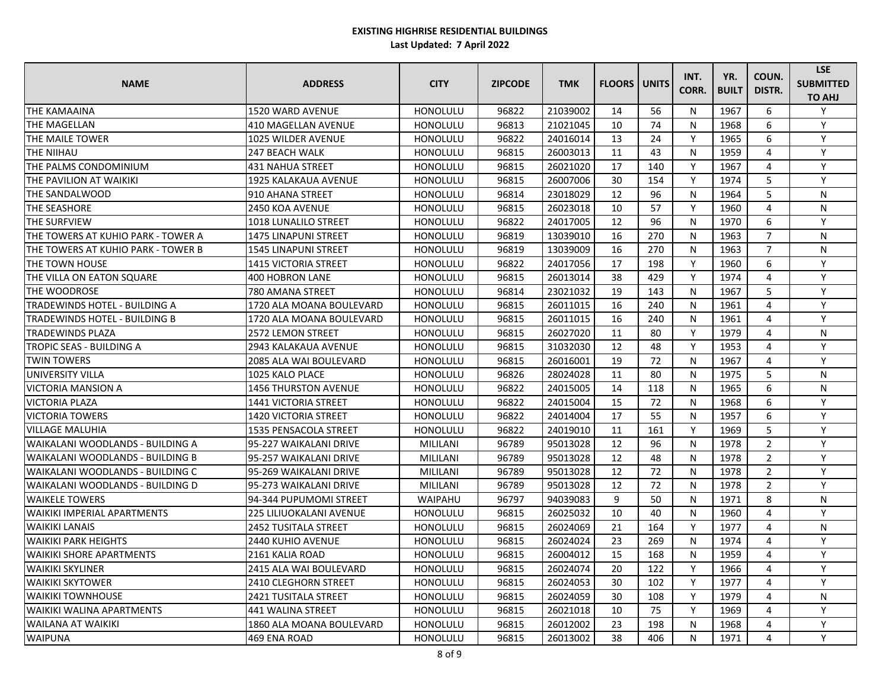**EXISTING HIGHRISE RESIDENTIAL BUILDINGS**

**Last Updated: 7 April 2022**

| NAME | ADDRESS | CITY | ZIPCODE | TMK | FLOORS | UNITS | INT. CORR. | YR. BUILT | COUN. DISTR. | LSE SUBMITTED TO AHJ |
|---|---|---|---|---|---|---|---|---|---|---|
| THE KAMAAINA | 1520 WARD AVENUE | HONOLULU | 96822 | 21039002 | 14 | 56 | N | 1967 | 6 | Y |
| THE MAGELLAN | 410 MAGELLAN AVENUE | HONOLULU | 96813 | 21021045 | 10 | 74 | N | 1968 | 6 | Y |
| THE MAILE TOWER | 1025 WILDER AVENUE | HONOLULU | 96822 | 24016014 | 13 | 24 | Y | 1965 | 6 | Y |
| THE NIIHAU | 247 BEACH WALK | HONOLULU | 96815 | 26003013 | 11 | 43 | N | 1959 | 4 | Y |
| THE PALMS CONDOMINIUM | 431 NAHUA STREET | HONOLULU | 96815 | 26021020 | 17 | 140 | Y | 1967 | 4 | Y |
| THE PAVILION AT WAIKIKI | 1925 KALAKAUA AVENUE | HONOLULU | 96815 | 26007006 | 30 | 154 | Y | 1974 | 5 | Y |
| THE SANDALWOOD | 910 AHANA STREET | HONOLULU | 96814 | 23018029 | 12 | 96 | N | 1964 | 5 | N |
| THE SEASHORE | 2450 KOA AVENUE | HONOLULU | 96815 | 26023018 | 10 | 57 | Y | 1960 | 4 | N |
| THE SURFVIEW | 1018 LUNALILO STREET | HONOLULU | 96822 | 24017005 | 12 | 96 | N | 1970 | 6 | Y |
| THE TOWERS AT KUHIO PARK - TOWER A | 1475 LINAPUNI STREET | HONOLULU | 96819 | 13039010 | 16 | 270 | N | 1963 | 7 | N |
| THE TOWERS AT KUHIO PARK - TOWER B | 1545 LINAPUNI STREET | HONOLULU | 96819 | 13039009 | 16 | 270 | N | 1963 | 7 | N |
| THE TOWN HOUSE | 1415 VICTORIA STREET | HONOLULU | 96822 | 24017056 | 17 | 198 | Y | 1960 | 6 | Y |
| THE VILLA ON EATON SQUARE | 400 HOBRON LANE | HONOLULU | 96815 | 26013014 | 38 | 429 | Y | 1974 | 4 | Y |
| THE WOODROSE | 780 AMANA STREET | HONOLULU | 96814 | 23021032 | 19 | 143 | N | 1967 | 5 | Y |
| TRADEWINDS HOTEL - BUILDING A | 1720 ALA MOANA BOULEVARD | HONOLULU | 96815 | 26011015 | 16 | 240 | N | 1961 | 4 | Y |
| TRADEWINDS HOTEL - BUILDING B | 1720 ALA MOANA BOULEVARD | HONOLULU | 96815 | 26011015 | 16 | 240 | N | 1961 | 4 | Y |
| TRADEWINDS PLAZA | 2572 LEMON STREET | HONOLULU | 96815 | 26027020 | 11 | 80 | Y | 1979 | 4 | N |
| TROPIC SEAS - BUILDING A | 2943 KALAKAUA AVENUE | HONOLULU | 96815 | 31032030 | 12 | 48 | Y | 1953 | 4 | Y |
| TWIN TOWERS | 2085 ALA WAI BOULEVARD | HONOLULU | 96815 | 26016001 | 19 | 72 | N | 1967 | 4 | Y |
| UNIVERSITY VILLA | 1025 KALO PLACE | HONOLULU | 96826 | 28024028 | 11 | 80 | N | 1975 | 5 | N |
| VICTORIA MANSION A | 1456 THURSTON AVENUE | HONOLULU | 96822 | 24015005 | 14 | 118 | N | 1965 | 6 | N |
| VICTORIA PLAZA | 1441 VICTORIA STREET | HONOLULU | 96822 | 24015004 | 15 | 72 | N | 1968 | 6 | Y |
| VICTORIA TOWERS | 1420 VICTORIA STREET | HONOLULU | 96822 | 24014004 | 17 | 55 | N | 1957 | 6 | Y |
| VILLAGE MALUHIA | 1535 PENSACOLA STREET | HONOLULU | 96822 | 24019010 | 11 | 161 | Y | 1969 | 5 | Y |
| WAIKALANI WOODLANDS - BUILDING A | 95-227 WAIKALANI DRIVE | MILILANI | 96789 | 95013028 | 12 | 96 | N | 1978 | 2 | Y |
| WAIKALANI WOODLANDS - BUILDING B | 95-257 WAIKALANI DRIVE | MILILANI | 96789 | 95013028 | 12 | 48 | N | 1978 | 2 | Y |
| WAIKALANI WOODLANDS - BUILDING C | 95-269 WAIKALANI DRIVE | MILILANI | 96789 | 95013028 | 12 | 72 | N | 1978 | 2 | Y |
| WAIKALANI WOODLANDS - BUILDING D | 95-273 WAIKALANI DRIVE | MILILANI | 96789 | 95013028 | 12 | 72 | N | 1978 | 2 | Y |
| WAIKELE TOWERS | 94-344 PUPUMOMI STREET | WAIPAHU | 96797 | 94039083 | 9 | 50 | N | 1971 | 8 | N |
| WAIKIKI IMPERIAL APARTMENTS | 225 LILIUOKALANI AVENUE | HONOLULU | 96815 | 26025032 | 10 | 40 | N | 1960 | 4 | Y |
| WAIKIKI LANAIS | 2452 TUSITALA STREET | HONOLULU | 96815 | 26024069 | 21 | 164 | Y | 1977 | 4 | N |
| WAIKIKI PARK HEIGHTS | 2440 KUHIO AVENUE | HONOLULU | 96815 | 26024024 | 23 | 269 | N | 1974 | 4 | Y |
| WAIKIKI SHORE APARTMENTS | 2161 KALIA ROAD | HONOLULU | 96815 | 26004012 | 15 | 168 | N | 1959 | 4 | Y |
| WAIKIKI SKYLINER | 2415 ALA WAI BOULEVARD | HONOLULU | 96815 | 26024074 | 20 | 122 | Y | 1966 | 4 | Y |
| WAIKIKI SKYTOWER | 2410 CLEGHORN STREET | HONOLULU | 96815 | 26024053 | 30 | 102 | Y | 1977 | 4 | Y |
| WAIKIKI TOWNHOUSE | 2421 TUSITALA STREET | HONOLULU | 96815 | 26024059 | 30 | 108 | Y | 1979 | 4 | N |
| WAIKIKI WALINA APARTMENTS | 441 WALINA STREET | HONOLULU | 96815 | 26021018 | 10 | 75 | Y | 1969 | 4 | Y |
| WAILANA AT WAIKIKI | 1860 ALA MOANA BOULEVARD | HONOLULU | 96815 | 26012002 | 23 | 198 | N | 1968 | 4 | Y |
| WAIPUNA | 469 ENA ROAD | HONOLULU | 96815 | 26013002 | 38 | 406 | N | 1971 | 4 | Y |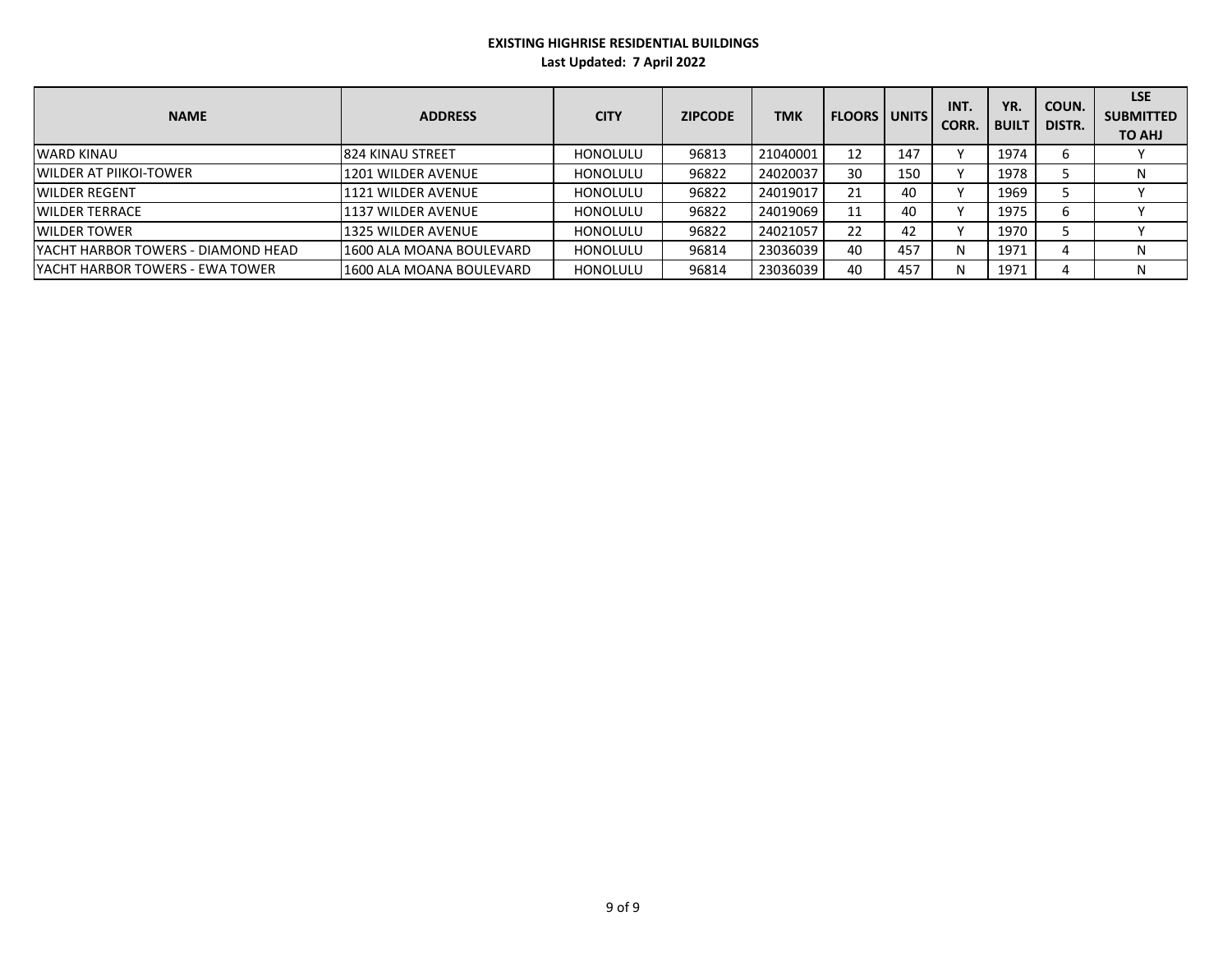**EXISTING HIGHRISE RESIDENTIAL BUILDINGS**

**Last Updated: 7 April 2022**

| NAME | ADDRESS | CITY | ZIPCODE | TMK | FLOORS | UNITS | INT. CORR. | YR. BUILT | COUN. DISTR. | LSE SUBMITTED TO AHJ |
|---|---|---|---|---|---|---|---|---|---|---|
| WARD KINAU | 824 KINAU STREET | HONOLULU | 96813 | 21040001 | 12 | 147 | Y | 1974 | 6 | Y |
| WILDER AT PIIKOI-TOWER | 1201 WILDER AVENUE | HONOLULU | 96822 | 24020037 | 30 | 150 | Y | 1978 | 5 | N |
| WILDER REGENT | 1121 WILDER AVENUE | HONOLULU | 96822 | 24019017 | 21 | 40 | Y | 1969 | 5 | Y |
| WILDER TERRACE | 1137 WILDER AVENUE | HONOLULU | 96822 | 24019069 | 11 | 40 | Y | 1975 | 6 | Y |
| WILDER TOWER | 1325 WILDER AVENUE | HONOLULU | 96822 | 24021057 | 22 | 42 | Y | 1970 | 5 | Y |
| YACHT HARBOR TOWERS - DIAMOND HEAD | 1600 ALA MOANA BOULEVARD | HONOLULU | 96814 | 23036039 | 40 | 457 | N | 1971 | 4 | N |
| YACHT HARBOR TOWERS - EWA TOWER | 1600 ALA MOANA BOULEVARD | HONOLULU | 96814 | 23036039 | 40 | 457 | N | 1971 | 4 | N |